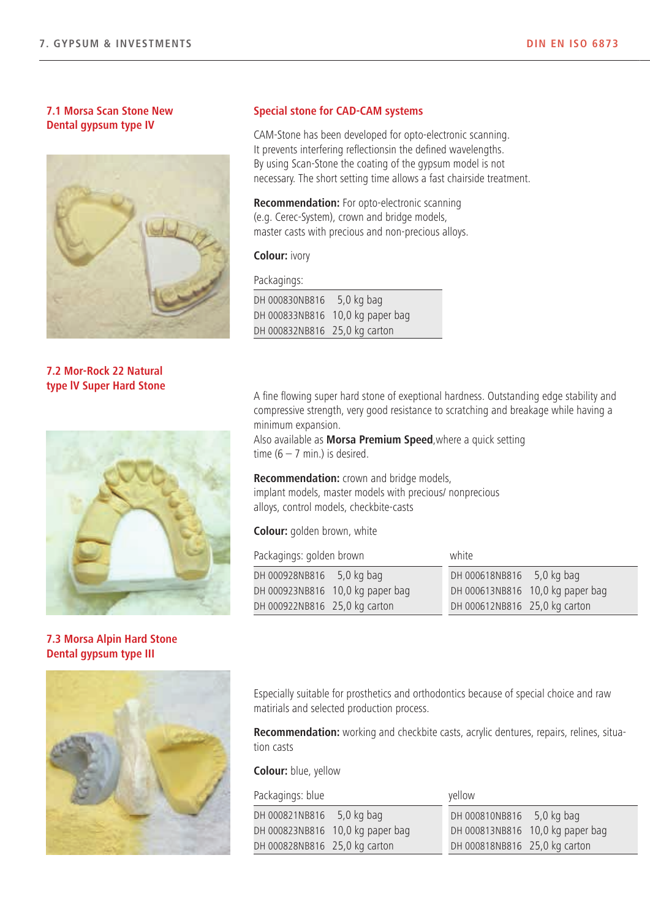## 7.1 Morsa Scan Stone New Dental gypsum type IV

### Special stone for CAD-CAM systems

CAM-Stone has been developed for opto-electronic scanning. It prevents interfering reflectionsin the defined wavelengths. By using Scan-Stone the coating of the gypsum model is not necessary. The short setting time allows a fast chairside treatment.

**Recommendation:** For opto-electronic scanning (e.g. Cerec-System), crown and bridge models, master casts with precious and non-precious alloys.

**Colour:** ivory

| Packagings: | |
|---|---|
| DH 000830NB816 | 5,0 kg bag |
| DH 000833NB816 | 10,0 kg paper bag |
| DH 000832NB816 | 25,0 kg carton |

## 7.2 Mor-Rock 22 Natural type IV Super Hard Stone

A fine flowing super hard stone of exeptional hardness. Outstanding edge stability and compressive strength, very good resistance to scratching and breakage while having a minimum expansion.
Also available as **Morsa Premium Speed**,where a quick setting time (6 – 7 min.) is desired.

**Recommendation:** crown and bridge models, implant models, master models with precious/ nonprecious alloys, control models, checkbite-casts

**Colour:** golden brown, white

| Packagings: golden brown | | white | |
|---|---|---|---|
| DH 000928NB816 | 5,0 kg bag | DH 000618NB816 | 5,0 kg bag |
| DH 000923NB816 | 10,0 kg paper bag | DH 000613NB816 | 10,0 kg paper bag |
| DH 000922NB816 | 25,0 kg carton | DH 000612NB816 | 25,0 kg carton |

## 7.3 Morsa Alpin Hard Stone Dental gypsum type III

Especially suitable for prosthetics and orthodontics because of special choice and raw matirials and selected production process.

**Recommendation:** working and checkbite casts, acrylic dentures, repairs, relines, situation casts

**Colour:** blue, yellow

| Packagings: blue | | yellow | |
|---|---|---|---|
| DH 000821NB816 | 5,0 kg bag | DH 000810NB816 | 5,0 kg bag |
| DH 000823NB816 | 10,0 kg paper bag | DH 000813NB816 | 10,0 kg paper bag |
| DH 000828NB816 | 25,0 kg carton | DH 000818NB816 | 25,0 kg carton |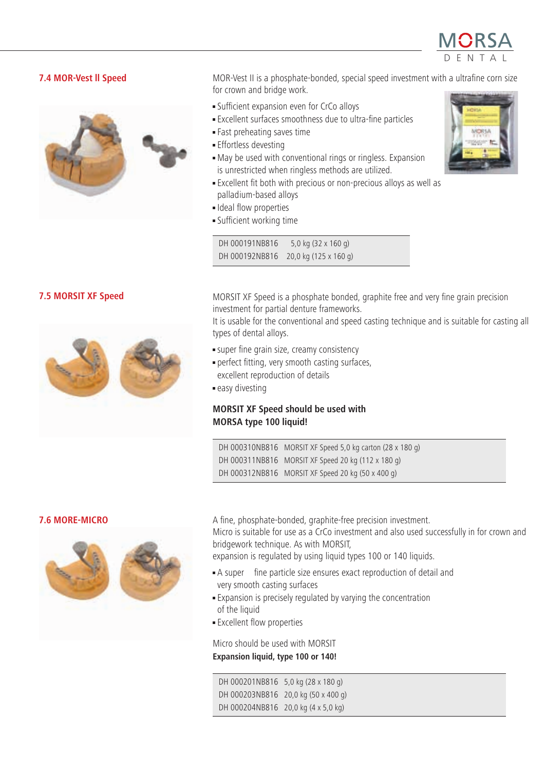## 7.4 MOR-Vest II Speed

MOR-Vest II is a phosphate-bonded, special speed investment with a ultrafine corn size for crown and bridge work.

- Sufficient expansion even for CrCo alloys
- Excellent surfaces smoothness due to ultra-fine particles
- Fast preheating saves time
- Effortless devesting
- May be used with conventional rings or ringless. Expansion is unrestricted when ringless methods are utilized.
- Excellent fit both with precious or non-precious alloys as well as palladium-based alloys
- Ideal flow properties
- Sufficient working time

| | |
|---|---|
| DH 000191NB816 | 5,0 kg (32 x 160 g) |
| DH 000192NB816 | 20,0 kg (125 x 160 g) |

## 7.5 MORSIT XF Speed

MORSIT XF Speed is a phosphate bonded, graphite free and very fine grain precision investment for partial denture frameworks.
It is usable for the conventional and speed casting technique and is suitable for casting all types of dental alloys.

- super fine grain size, creamy consistency
- perfect fitting, very smooth casting surfaces, excellent reproduction of details
- easy divesting

**MORSIT XF Speed should be used with MORSA type 100 liquid!**

| | |
|---|---|
| DH 000310NB816 | MORSIT XF Speed 5,0 kg carton (28 x 180 g) |
| DH 000311NB816 | MORSIT XF Speed 20 kg (112 x 180 g) |
| DH 000312NB816 | MORSIT XF Speed 20 kg (50 x 400 g) |

## 7.6 MORE-MICRO

A fine, phosphate-bonded, graphite-free precision investment.
Micro is suitable for use as a CrCo investment and also used successfully in for crown and bridgework technique. As with MORSIT,
expansion is regulated by using liquid types 100 or 140 liquids.

- A super fine particle size ensures exact reproduction of detail and very smooth casting surfaces
- Expansion is precisely regulated by varying the concentration of the liquid
- Excellent flow properties

Micro should be used with MORSIT
**Expansion liquid, type 100 or 140!**

| | |
|---|---|
| DH 000201NB816 | 5,0 kg (28 x 180 g) |
| DH 000203NB816 | 20,0 kg (50 x 400 g) |
| DH 000204NB816 | 20,0 kg (4 x 5,0 kg) |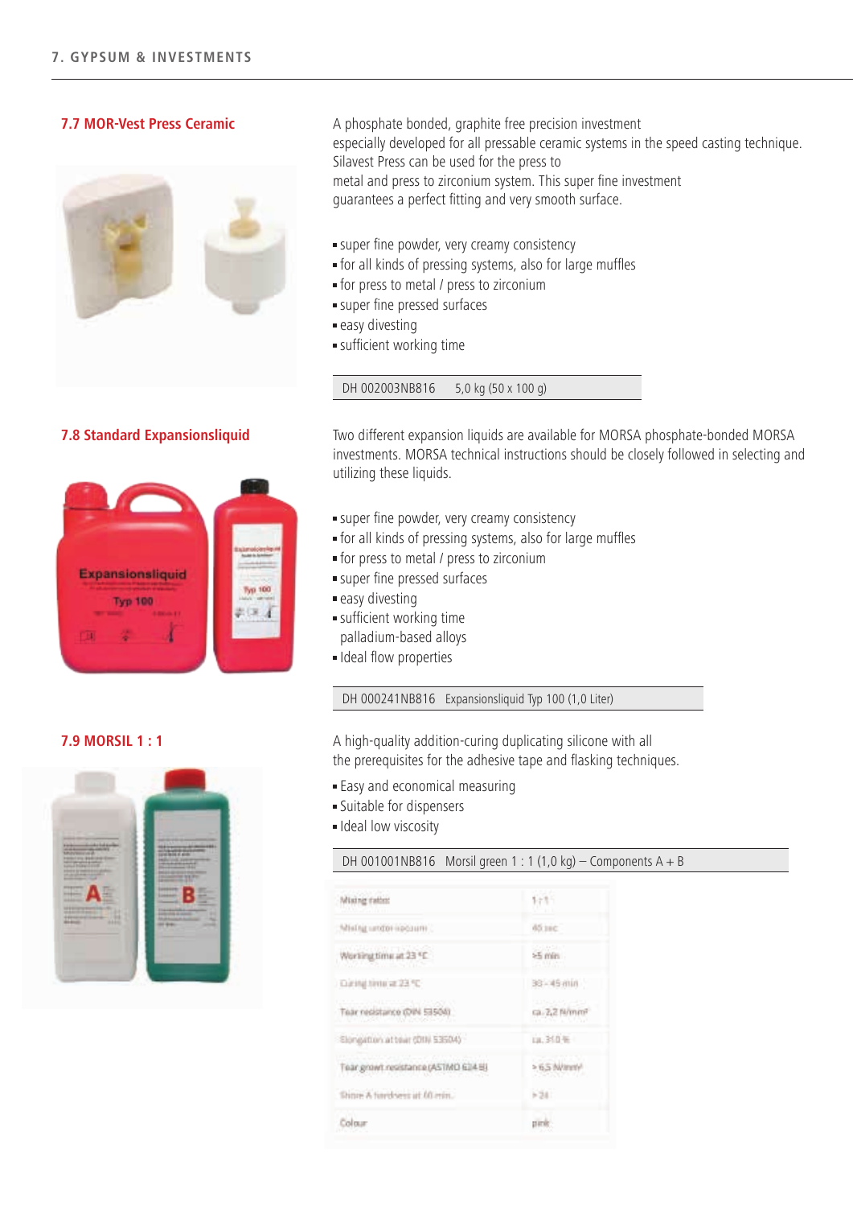## 7.7 MOR-Vest Press Ceramic

A phosphate bonded, graphite free precision investment especially developed for all pressable ceramic systems in the speed casting technique. Silavest Press can be used for the press to metal and press to zirconium system. This super fine investment guarantees a perfect fitting and very smooth surface.

- super fine powder, very creamy consistency
- for all kinds of pressing systems, also for large muffles
- for press to metal / press to zirconium
- super fine pressed surfaces
- easy divesting
- sufficient working time

| DH 002003NB816 | 5,0 kg (50 x 100 g) |
|---|---|

## 7.8 Standard Expansionsliquid

Two different expansion liquids are available for MORSA phosphate-bonded MORSA investments. MORSA technical instructions should be closely followed in selecting and utilizing these liquids.

- super fine powder, very creamy consistency
- for all kinds of pressing systems, also for large muffles
- for press to metal / press to zirconium
- super fine pressed surfaces
- easy divesting
- sufficient working time
  palladium-based alloys
- Ideal flow properties

| DH 000241NB816 | Expansionsliquid Typ 100 (1,0 Liter) |
|---|---|

## 7.9 MORSIL 1 : 1

A high-quality addition-curing duplicating silicone with all the prerequisites for the adhesive tape and flasking techniques.

- Easy and economical measuring
- Suitable for dispensers
- Ideal low viscosity

| DH 001001NB816 | Morsil green 1 : 1 (1,0 kg) – Components A + B |
|---|---|

| | |
|---|---|
| Mixing ratio | 1 : 1 |
| Mixing under vacuum | 40 sec |
| Working time at 23 °C | >5 min |
| Curing time at 23 °C | 30 - 45 min |
| Tear resistance (DIN 53504) | ca. 2,2 N/mm² |
| Elongation at tear (DIN 53504) | ca. 310 % |
| Tear growt resistance (ASTMD 624 B) | > 6,5 N/mm² |
| Shore A hardness at 60 min. | > 24 |
| Colour | pink |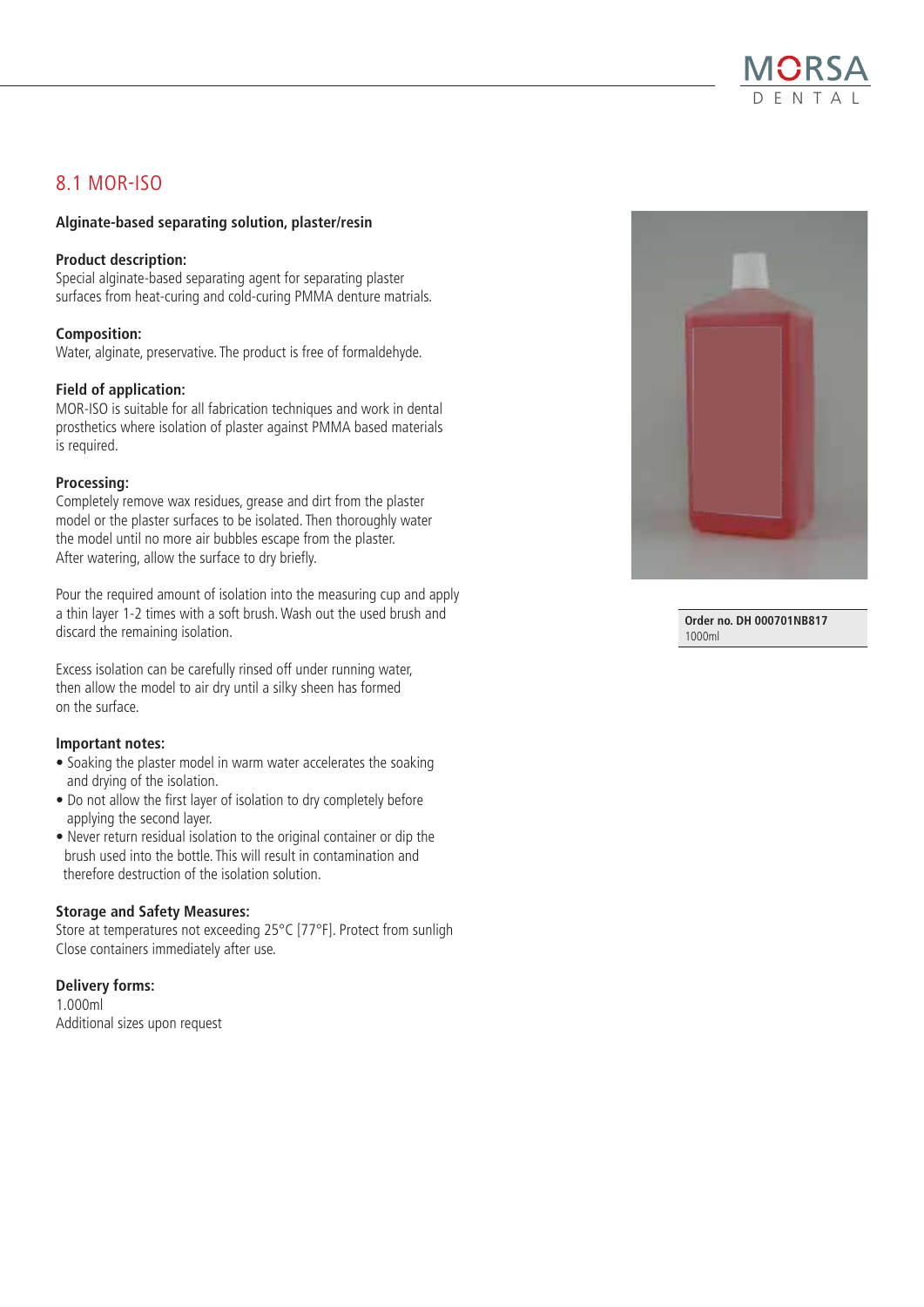## 8.1 MOR-ISO

**Alginate-based separating solution, plaster/resin**

**Product description:**
Special alginate-based separating agent for separating plaster surfaces from heat-curing and cold-curing PMMA denture matrials.

**Composition:**
Water, alginate, preservative. The product is free of formaldehyde.

**Field of application:**
MOR-ISO is suitable for all fabrication techniques and work in dental prosthetics where isolation of plaster against PMMA based materials is required.

**Processing:**
Completely remove wax residues, grease and dirt from the plaster model or the plaster surfaces to be isolated. Then thoroughly water the model until no more air bubbles escape from the plaster. After watering, allow the surface to dry briefly.

Pour the required amount of isolation into the measuring cup and apply a thin layer 1-2 times with a soft brush. Wash out the used brush and discard the remaining isolation.

Excess isolation can be carefully rinsed off under running water, then allow the model to air dry until a silky sheen has formed on the surface.

**Important notes:**

- Soaking the plaster model in warm water accelerates the soaking and drying of the isolation.
- Do not allow the first layer of isolation to dry completely before applying the second layer.
- Never return residual isolation to the original container or dip the brush used into the bottle. This will result in contamination and therefore destruction of the isolation solution.

**Storage and Safety Measures:**
Store at temperatures not exceeding 25°C [77°F]. Protect from sunligh
Close containers immediately after use.

**Delivery forms:**
1.000ml
Additional sizes upon request

**Order no. DH 000701NB817**
1000ml